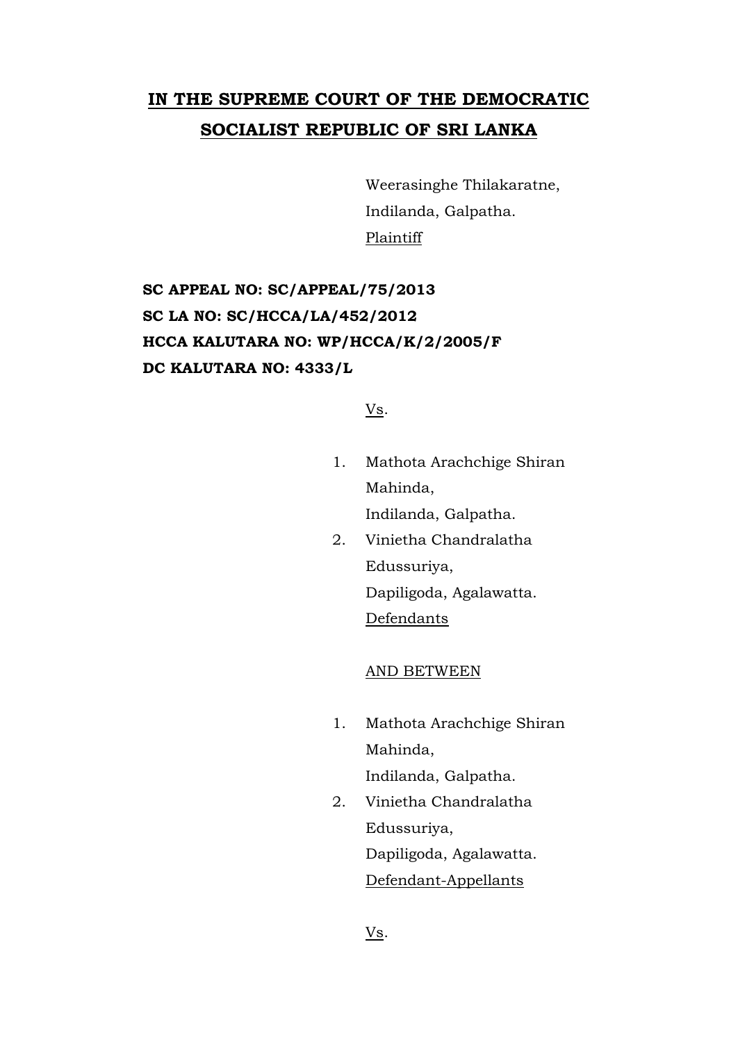# IN THE SUPREME COURT OF THE DEMOCRATIC SOCIALIST REPUBLIC OF SRI LANKA

Weerasinghe Thilakaratne,
Indilanda, Galpatha.
Plaintiff

**SC APPEAL NO: SC/APPEAL/75/2013**
**SC LA NO: SC/HCCA/LA/452/2012**
**HCCA KALUTARA NO: WP/HCCA/K/2/2005/F**
**DC KALUTARA NO: 4333/L**

Vs.

1. Mathota Arachchige Shiran Mahinda,
   Indilanda, Galpatha.
2. Vinietha Chandralatha Edussuriya,
   Dapiligoda, Agalawatta.
   Defendants

AND BETWEEN

1. Mathota Arachchige Shiran Mahinda,
   Indilanda, Galpatha.
2. Vinietha Chandralatha Edussuriya,
   Dapiligoda, Agalawatta.
   Defendant-Appellants

Vs.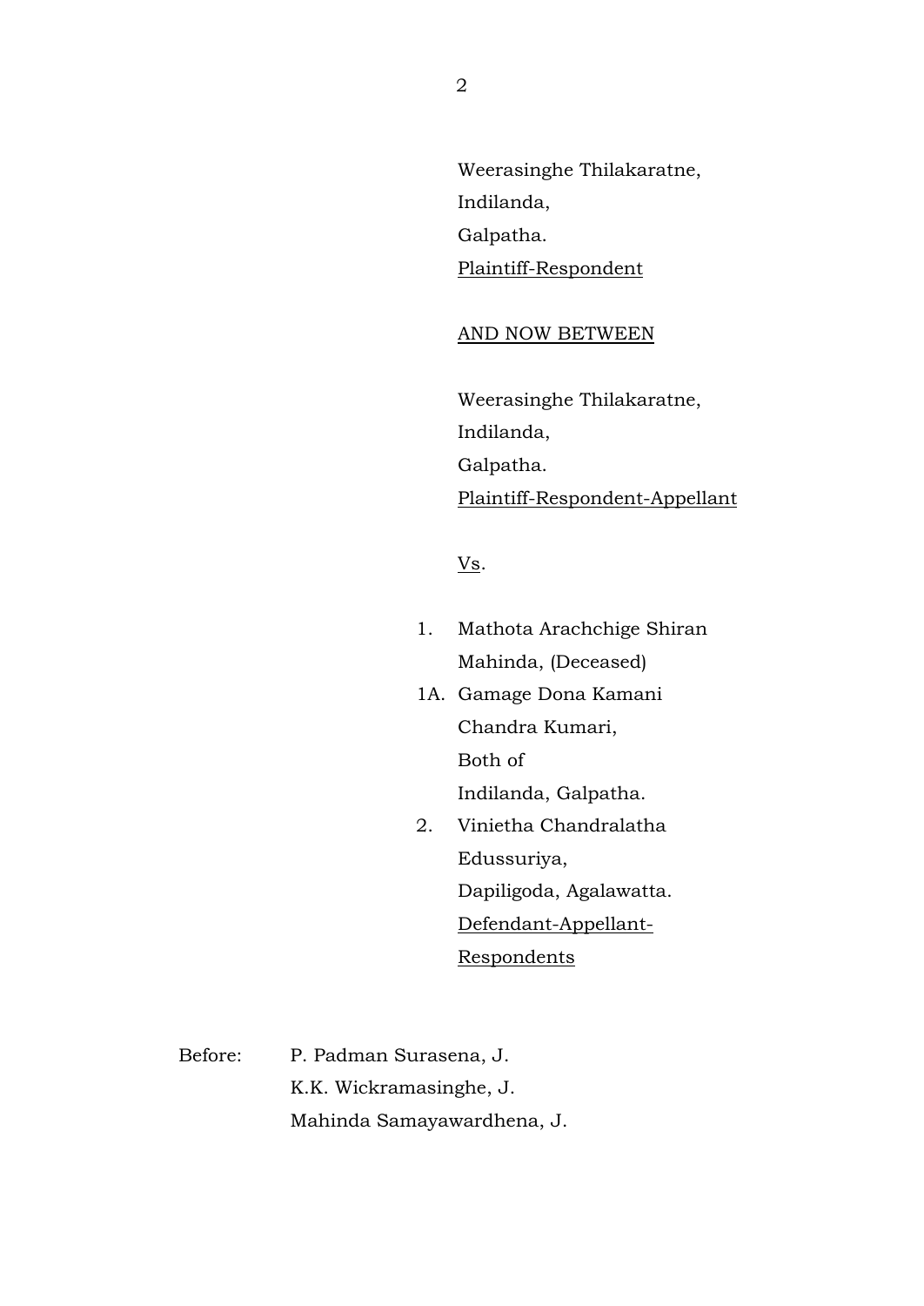Weerasinghe Thilakaratne,
Indilanda,
Galpatha.
<u>Plaintiff-Respondent</u>

<u>AND NOW BETWEEN</u>

Weerasinghe Thilakaratne,
Indilanda,
Galpatha.
<u>Plaintiff-Respondent-Appellant</u>

<u>Vs</u>.

1. Mathota Arachchige Shiran Mahinda, (Deceased)

1A. Gamage Dona Kamani Chandra Kumari,
Both of
Indilanda, Galpatha.

2. Vinietha Chandralatha Edussuriya,
Dapiligoda, Agalawatta.
<u>Defendant-Appellant-Respondents</u>

Before: P. Padman Surasena, J.
K.K. Wickramasinghe, J.
Mahinda Samayawardhena, J.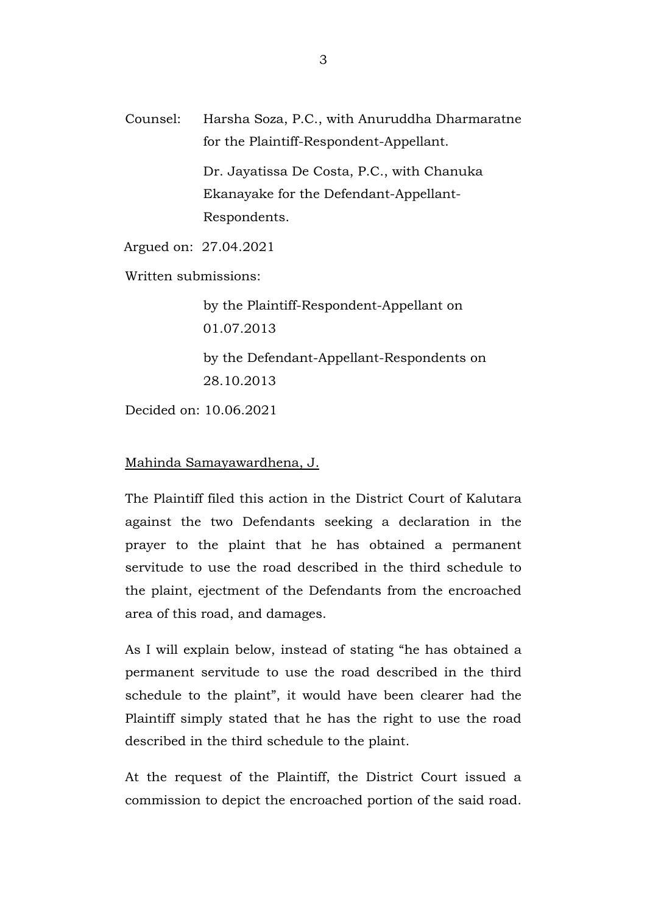Counsel: Harsha Soza, P.C., with Anuruddha Dharmaratne for the Plaintiff-Respondent-Appellant.

Dr. Jayatissa De Costa, P.C., with Chanuka Ekanayake for the Defendant-Appellant-Respondents.

Argued on: 27.04.2021

Written submissions:

by the Plaintiff-Respondent-Appellant on 01.07.2013

by the Defendant-Appellant-Respondents on 28.10.2013

Decided on: 10.06.2021

Mahinda Samayawardhena, J.

The Plaintiff filed this action in the District Court of Kalutara against the two Defendants seeking a declaration in the prayer to the plaint that he has obtained a permanent servitude to use the road described in the third schedule to the plaint, ejectment of the Defendants from the encroached area of this road, and damages.

As I will explain below, instead of stating "he has obtained a permanent servitude to use the road described in the third schedule to the plaint", it would have been clearer had the Plaintiff simply stated that he has the right to use the road described in the third schedule to the plaint.

At the request of the Plaintiff, the District Court issued a commission to depict the encroached portion of the said road.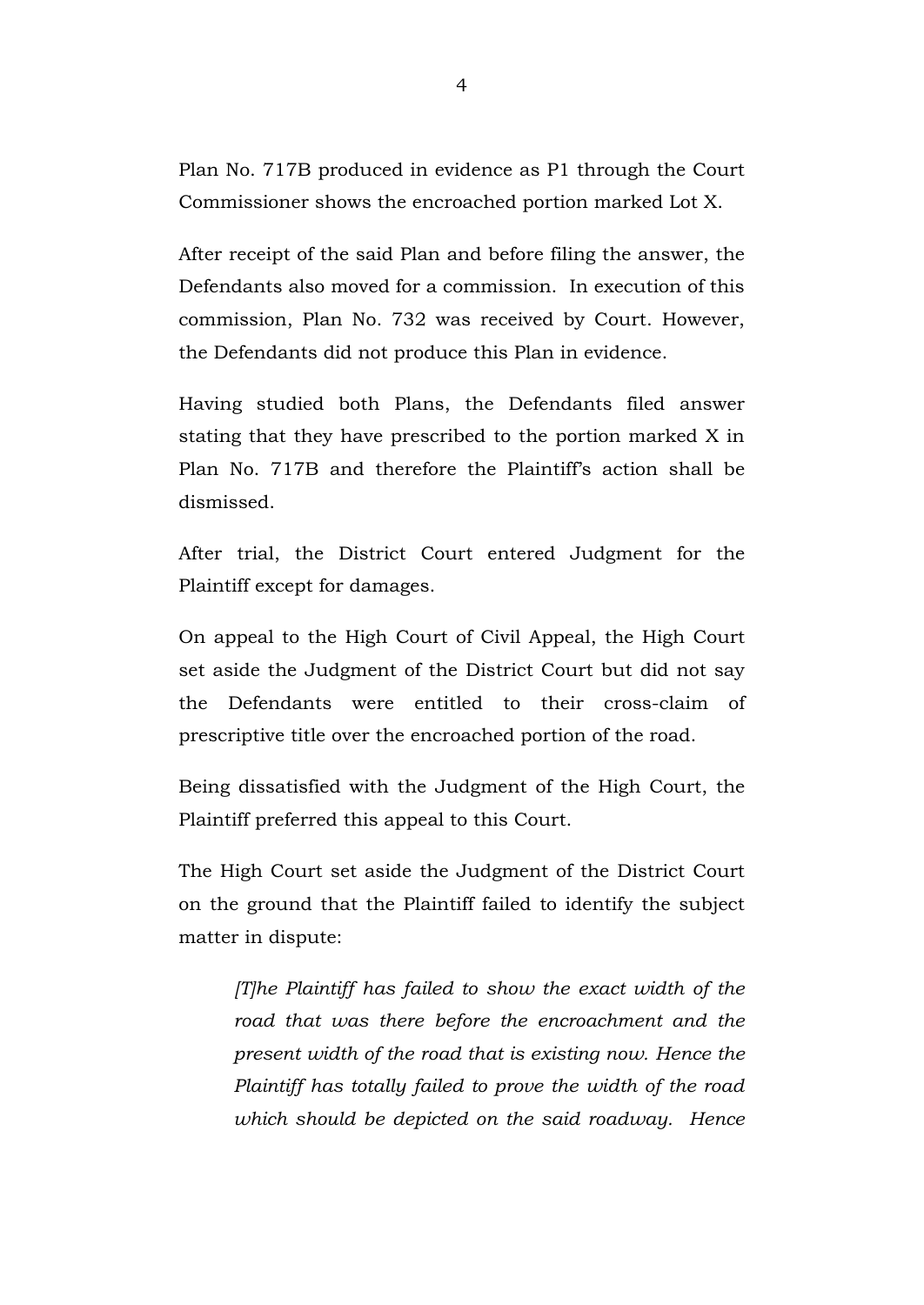Plan No. 717B produced in evidence as P1 through the Court Commissioner shows the encroached portion marked Lot X.

After receipt of the said Plan and before filing the answer, the Defendants also moved for a commission. In execution of this commission, Plan No. 732 was received by Court. However, the Defendants did not produce this Plan in evidence.

Having studied both Plans, the Defendants filed answer stating that they have prescribed to the portion marked X in Plan No. 717B and therefore the Plaintiff's action shall be dismissed.

After trial, the District Court entered Judgment for the Plaintiff except for damages.

On appeal to the High Court of Civil Appeal, the High Court set aside the Judgment of the District Court but did not say the Defendants were entitled to their cross-claim of prescriptive title over the encroached portion of the road.

Being dissatisfied with the Judgment of the High Court, the Plaintiff preferred this appeal to this Court.

The High Court set aside the Judgment of the District Court on the ground that the Plaintiff failed to identify the subject matter in dispute:

> *[T]he Plaintiff has failed to show the exact width of the road that was there before the encroachment and the present width of the road that is existing now. Hence the Plaintiff has totally failed to prove the width of the road which should be depicted on the said roadway. Hence*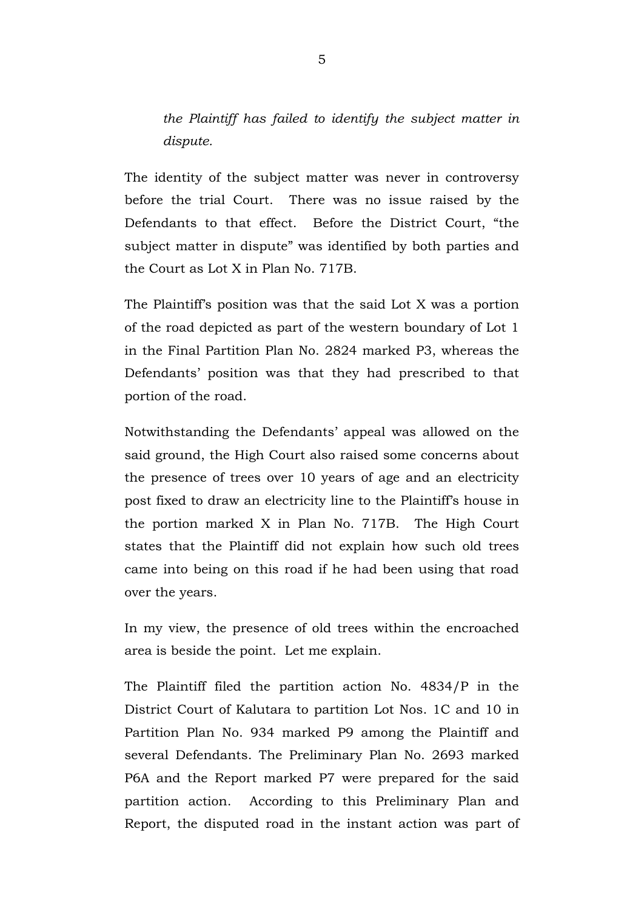*the Plaintiff has failed to identify the subject matter in dispute.*

The identity of the subject matter was never in controversy before the trial Court. There was no issue raised by the Defendants to that effect. Before the District Court, "the subject matter in dispute" was identified by both parties and the Court as Lot X in Plan No. 717B.

The Plaintiff's position was that the said Lot X was a portion of the road depicted as part of the western boundary of Lot 1 in the Final Partition Plan No. 2824 marked P3, whereas the Defendants' position was that they had prescribed to that portion of the road.

Notwithstanding the Defendants' appeal was allowed on the said ground, the High Court also raised some concerns about the presence of trees over 10 years of age and an electricity post fixed to draw an electricity line to the Plaintiff's house in the portion marked X in Plan No. 717B. The High Court states that the Plaintiff did not explain how such old trees came into being on this road if he had been using that road over the years.

In my view, the presence of old trees within the encroached area is beside the point. Let me explain.

The Plaintiff filed the partition action No. 4834/P in the District Court of Kalutara to partition Lot Nos. 1C and 10 in Partition Plan No. 934 marked P9 among the Plaintiff and several Defendants. The Preliminary Plan No. 2693 marked P6A and the Report marked P7 were prepared for the said partition action. According to this Preliminary Plan and Report, the disputed road in the instant action was part of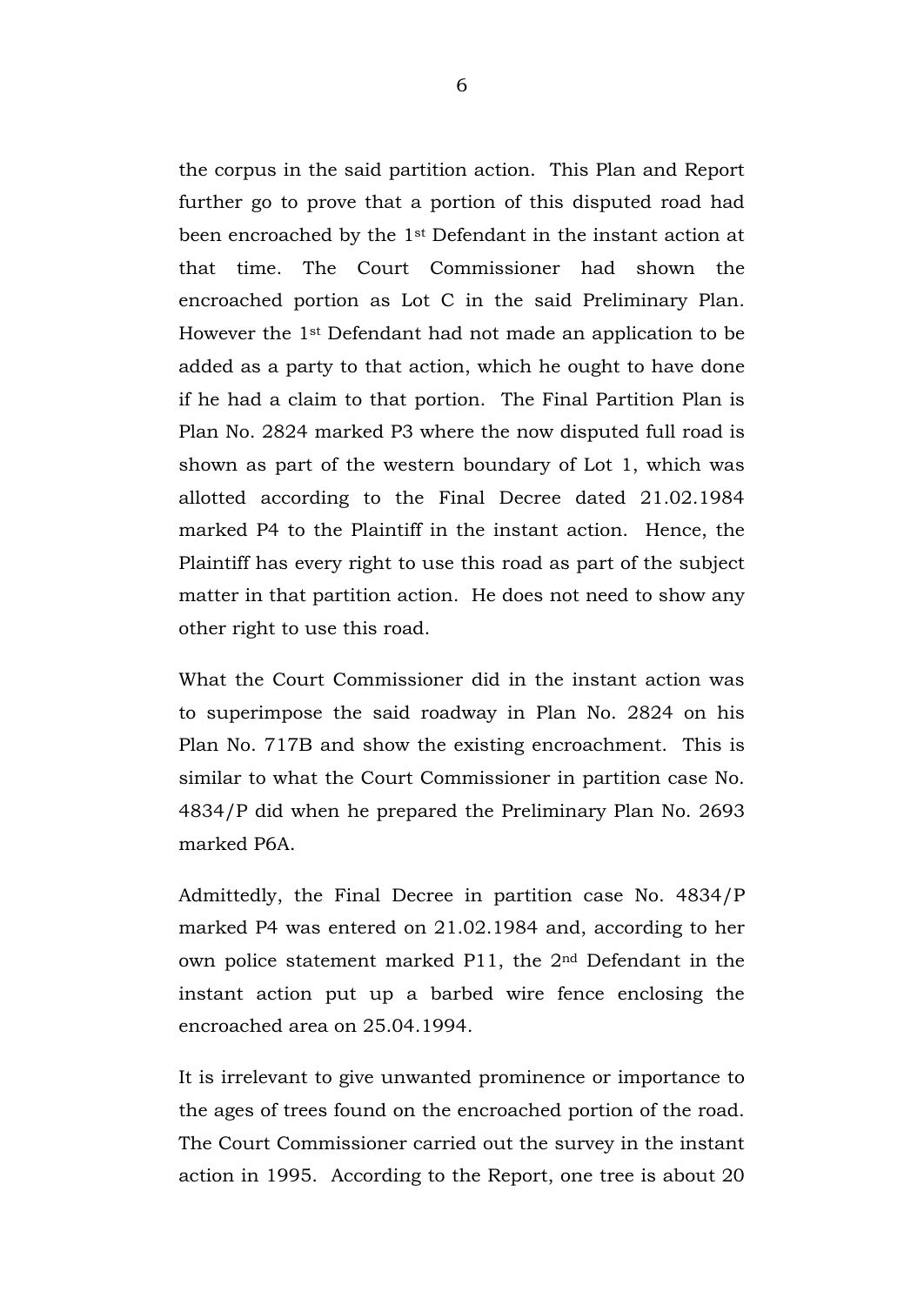the corpus in the said partition action. This Plan and Report further go to prove that a portion of this disputed road had been encroached by the 1st Defendant in the instant action at that time. The Court Commissioner had shown the encroached portion as Lot C in the said Preliminary Plan. However the 1st Defendant had not made an application to be added as a party to that action, which he ought to have done if he had a claim to that portion. The Final Partition Plan is Plan No. 2824 marked P3 where the now disputed full road is shown as part of the western boundary of Lot 1, which was allotted according to the Final Decree dated 21.02.1984 marked P4 to the Plaintiff in the instant action. Hence, the Plaintiff has every right to use this road as part of the subject matter in that partition action. He does not need to show any other right to use this road.

What the Court Commissioner did in the instant action was to superimpose the said roadway in Plan No. 2824 on his Plan No. 717B and show the existing encroachment. This is similar to what the Court Commissioner in partition case No. 4834/P did when he prepared the Preliminary Plan No. 2693 marked P6A.

Admittedly, the Final Decree in partition case No. 4834/P marked P4 was entered on 21.02.1984 and, according to her own police statement marked P11, the 2nd Defendant in the instant action put up a barbed wire fence enclosing the encroached area on 25.04.1994.

It is irrelevant to give unwanted prominence or importance to the ages of trees found on the encroached portion of the road. The Court Commissioner carried out the survey in the instant action in 1995. According to the Report, one tree is about 20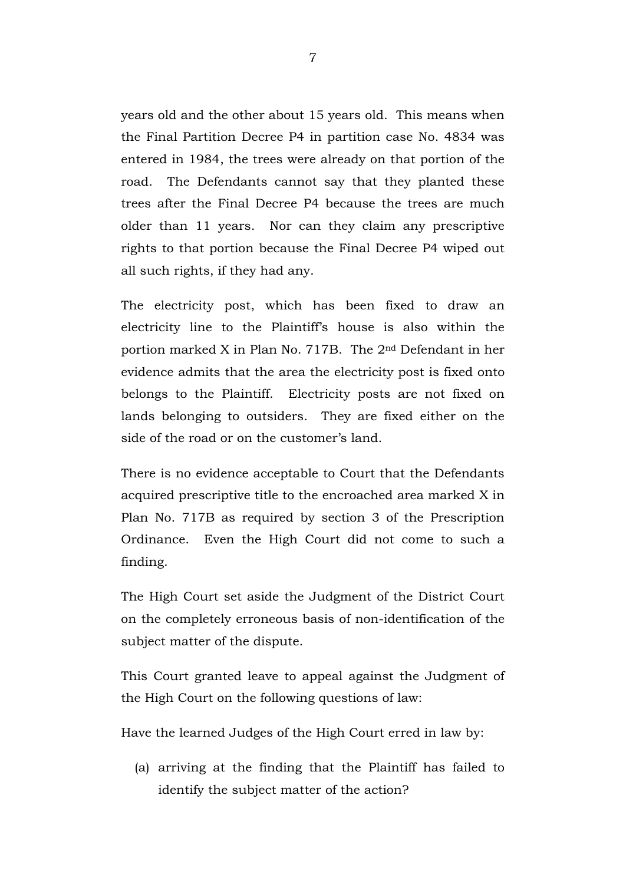years old and the other about 15 years old. This means when the Final Partition Decree P4 in partition case No. 4834 was entered in 1984, the trees were already on that portion of the road. The Defendants cannot say that they planted these trees after the Final Decree P4 because the trees are much older than 11 years. Nor can they claim any prescriptive rights to that portion because the Final Decree P4 wiped out all such rights, if they had any.

The electricity post, which has been fixed to draw an electricity line to the Plaintiff's house is also within the portion marked X in Plan No. 717B. The 2nd Defendant in her evidence admits that the area the electricity post is fixed onto belongs to the Plaintiff. Electricity posts are not fixed on lands belonging to outsiders. They are fixed either on the side of the road or on the customer's land.

There is no evidence acceptable to Court that the Defendants acquired prescriptive title to the encroached area marked X in Plan No. 717B as required by section 3 of the Prescription Ordinance. Even the High Court did not come to such a finding.

The High Court set aside the Judgment of the District Court on the completely erroneous basis of non-identification of the subject matter of the dispute.

This Court granted leave to appeal against the Judgment of the High Court on the following questions of law:

Have the learned Judges of the High Court erred in law by:

(a) arriving at the finding that the Plaintiff has failed to identify the subject matter of the action?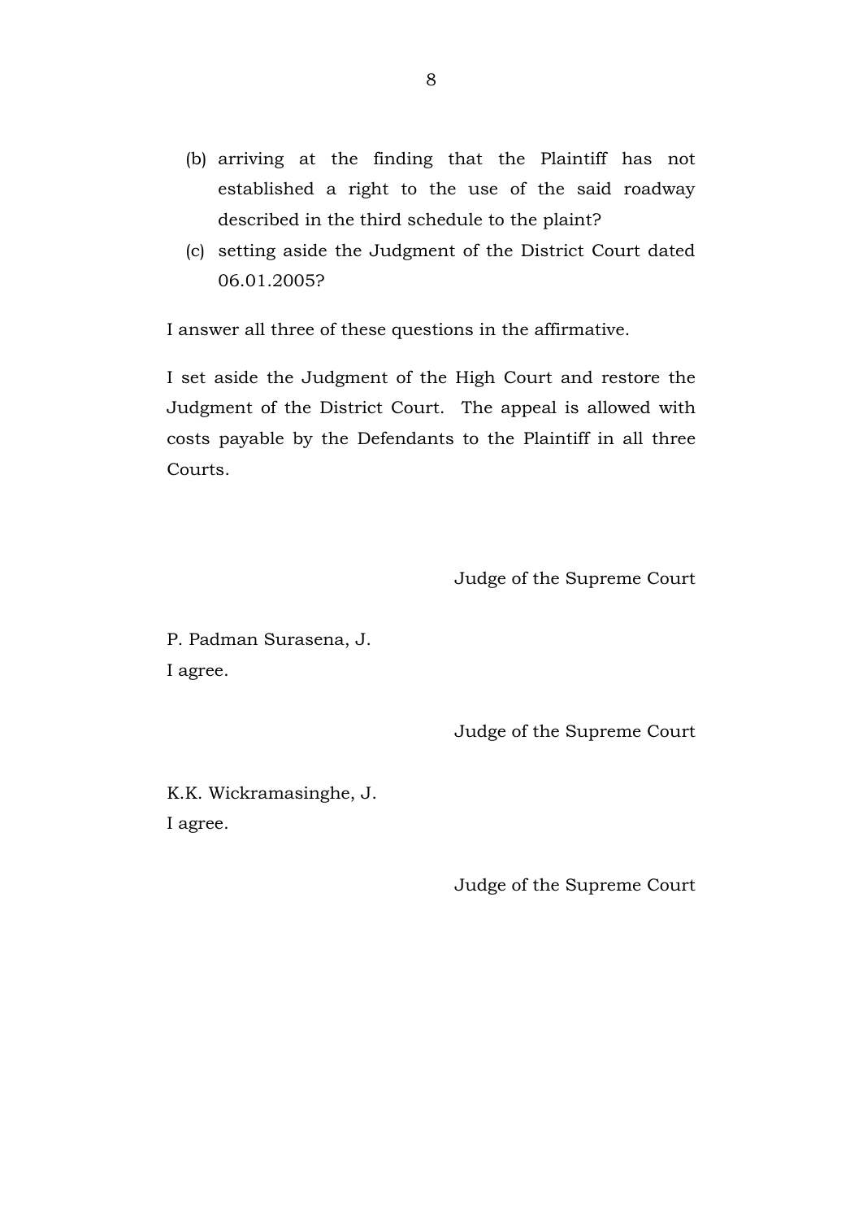(b) arriving at the finding that the Plaintiff has not established a right to the use of the said roadway described in the third schedule to the plaint?

(c) setting aside the Judgment of the District Court dated 06.01.2005?

I answer all three of these questions in the affirmative.

I set aside the Judgment of the High Court and restore the Judgment of the District Court. The appeal is allowed with costs payable by the Defendants to the Plaintiff in all three Courts.

Judge of the Supreme Court

P. Padman Surasena, J.

I agree.

Judge of the Supreme Court

K.K. Wickramasinghe, J.

I agree.

Judge of the Supreme Court